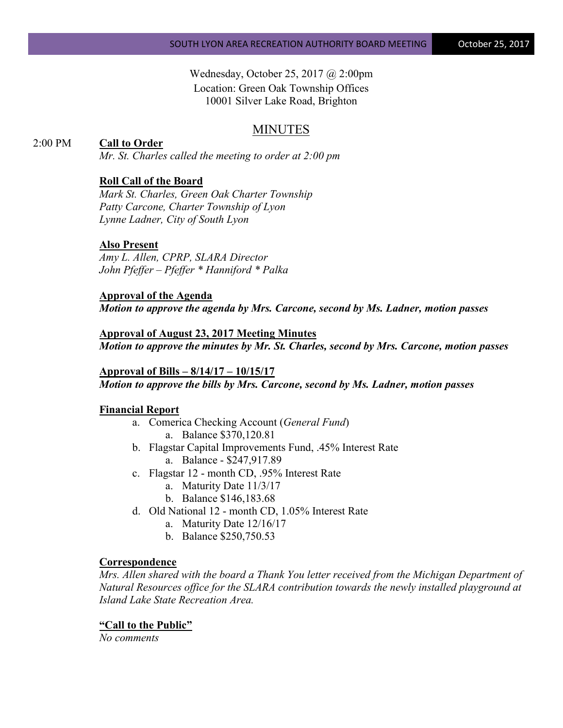Wednesday, October 25, 2017 @ 2:00pm
Location: Green Oak Township Offices
10001 Silver Lake Road, Brighton

# MINUTES

2:00 PM **Call to Order**

*Mr. St. Charles called the meeting to order at 2:00 pm*

**Roll Call of the Board**

*Mark St. Charles, Green Oak Charter Township*
*Patty Carcone, Charter Township of Lyon*
*Lynne Ladner, City of South Lyon*

**Also Present**

*Amy L. Allen, CPRP, SLARA Director*
*John Pfeffer – Pfeffer * Hanniford * Palka*

**Approval of the Agenda**

***Motion to approve the agenda by Mrs. Carcone, second by Ms. Ladner, motion passes***

**Approval of August 23, 2017 Meeting Minutes**

***Motion to approve the minutes by Mr. St. Charles, second by Mrs. Carcone, motion passes***

**Approval of Bills – 8/14/17 – 10/15/17**

***Motion to approve the bills by Mrs. Carcone, second by Ms. Ladner, motion passes***

**Financial Report**

a. Comerica Checking Account (*General Fund*)
   a. Balance $370,120.81
b. Flagstar Capital Improvements Fund, .45% Interest Rate
   a. Balance - $247,917.89
c. Flagstar 12 - month CD, .95% Interest Rate
   a. Maturity Date 11/3/17
   b. Balance $146,183.68
d. Old National 12 - month CD, 1.05% Interest Rate
   a. Maturity Date 12/16/17
   b. Balance $250,750.53

**Correspondence**

*Mrs. Allen shared with the board a Thank You letter received from the Michigan Department of Natural Resources office for the SLARA contribution towards the newly installed playground at Island Lake State Recreation Area.*

**"Call to the Public"**

*No comments*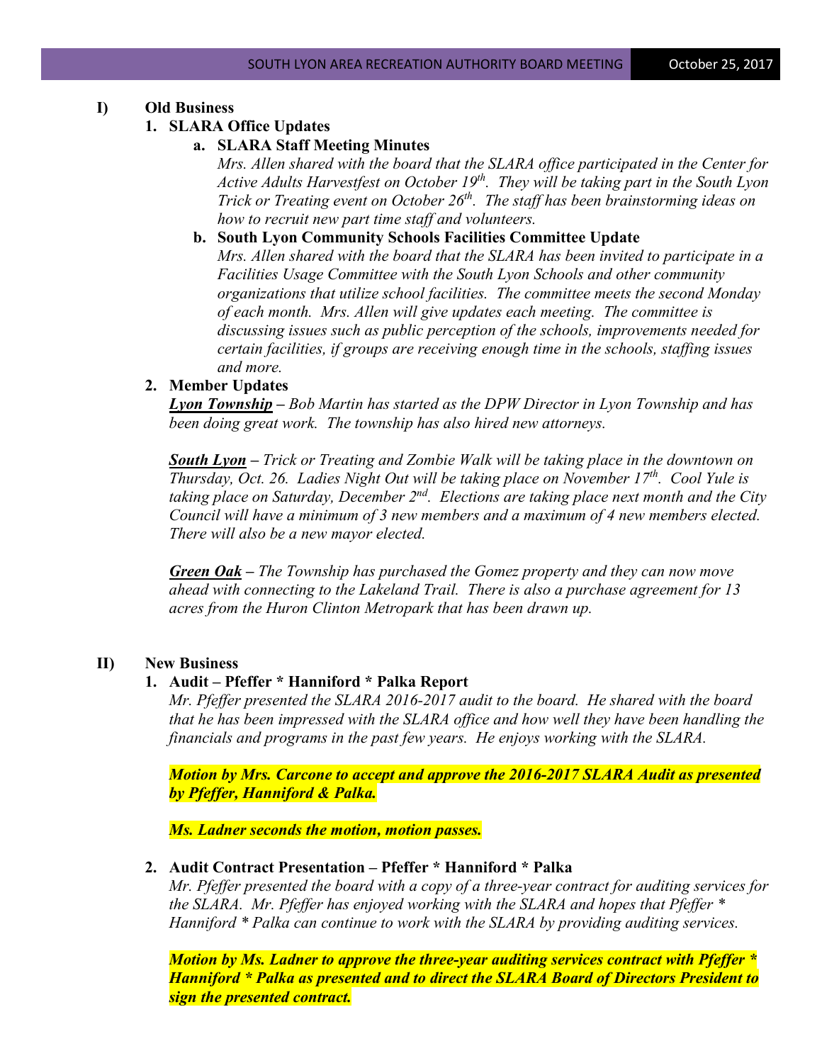## I) Old Business

### 1. SLARA Office Updates

**a. SLARA Staff Meeting Minutes**

*Mrs. Allen shared with the board that the SLARA office participated in the Center for Active Adults Harvestfest on October 19th. They will be taking part in the South Lyon Trick or Treating event on October 26th. The staff has been brainstorming ideas on how to recruit new part time staff and volunteers.*

**b. South Lyon Community Schools Facilities Committee Update**

*Mrs. Allen shared with the board that the SLARA has been invited to participate in a Facilities Usage Committee with the South Lyon Schools and other community organizations that utilize school facilities. The committee meets the second Monday of each month. Mrs. Allen will give updates each meeting. The committee is discussing issues such as public perception of the schools, improvements needed for certain facilities, if groups are receiving enough time in the schools, staffing issues and more.*

### 2. Member Updates

***Lyon Township*** *– Bob Martin has started as the DPW Director in Lyon Township and has been doing great work. The township has also hired new attorneys.*

***South Lyon*** *– Trick or Treating and Zombie Walk will be taking place in the downtown on Thursday, Oct. 26. Ladies Night Out will be taking place on November 17th. Cool Yule is taking place on Saturday, December 2nd. Elections are taking place next month and the City Council will have a minimum of 3 new members and a maximum of 4 new members elected. There will also be a new mayor elected.*

***Green Oak*** *– The Township has purchased the Gomez property and they can now move ahead with connecting to the Lakeland Trail. There is also a purchase agreement for 13 acres from the Huron Clinton Metropark that has been drawn up.*

## II) New Business

### 1. Audit – Pfeffer * Hanniford * Palka Report

*Mr. Pfeffer presented the SLARA 2016-2017 audit to the board. He shared with the board that he has been impressed with the SLARA office and how well they have been handling the financials and programs in the past few years. He enjoys working with the SLARA.*

***Motion by Mrs. Carcone to accept and approve the 2016-2017 SLARA Audit as presented by Pfeffer, Hanniford & Palka.***

***Ms. Ladner seconds the motion, motion passes.***

### 2. Audit Contract Presentation – Pfeffer * Hanniford * Palka

*Mr. Pfeffer presented the board with a copy of a three-year contract for auditing services for the SLARA. Mr. Pfeffer has enjoyed working with the SLARA and hopes that Pfeffer * Hanniford * Palka can continue to work with the SLARA by providing auditing services.*

***Motion by Ms. Ladner to approve the three-year auditing services contract with Pfeffer * Hanniford * Palka as presented and to direct the SLARA Board of Directors President to sign the presented contract.***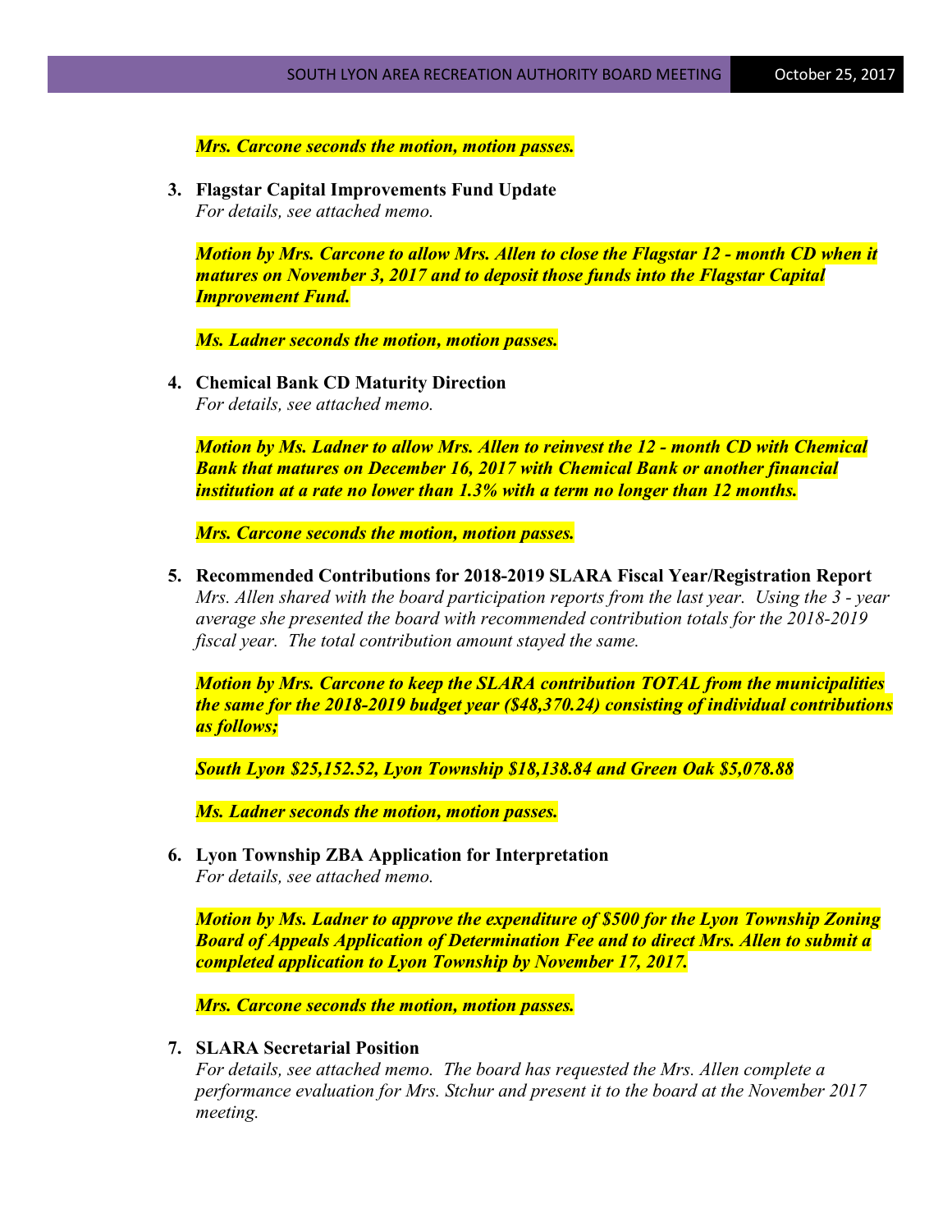***Mrs. Carcone seconds the motion, motion passes.***

3. **Flagstar Capital Improvements Fund Update**
   *For details, see attached memo.*

   ***Motion by Mrs. Carcone to allow Mrs. Allen to close the Flagstar 12 - month CD when it matures on November 3, 2017 and to deposit those funds into the Flagstar Capital Improvement Fund.***

   ***Ms. Ladner seconds the motion, motion passes.***

4. **Chemical Bank CD Maturity Direction**
   *For details, see attached memo.*

   ***Motion by Ms. Ladner to allow Mrs. Allen to reinvest the 12 - month CD with Chemical Bank that matures on December 16, 2017 with Chemical Bank or another financial institution at a rate no lower than 1.3% with a term no longer than 12 months.***

   ***Mrs. Carcone seconds the motion, motion passes.***

5. **Recommended Contributions for 2018-2019 SLARA Fiscal Year/Registration Report**
   *Mrs. Allen shared with the board participation reports from the last year. Using the 3 - year average she presented the board with recommended contribution totals for the 2018-2019 fiscal year. The total contribution amount stayed the same.*

   ***Motion by Mrs. Carcone to keep the SLARA contribution TOTAL from the municipalities the same for the 2018-2019 budget year ($48,370.24) consisting of individual contributions as follows;***

   ***South Lyon $25,152.52, Lyon Township $18,138.84 and Green Oak $5,078.88***

   ***Ms. Ladner seconds the motion, motion passes.***

6. **Lyon Township ZBA Application for Interpretation**
   *For details, see attached memo.*

   ***Motion by Ms. Ladner to approve the expenditure of $500 for the Lyon Township Zoning Board of Appeals Application of Determination Fee and to direct Mrs. Allen to submit a completed application to Lyon Township by November 17, 2017.***

   ***Mrs. Carcone seconds the motion, motion passes.***

7. **SLARA Secretarial Position**
   *For details, see attached memo. The board has requested the Mrs. Allen complete a performance evaluation for Mrs. Stchur and present it to the board at the November 2017 meeting.*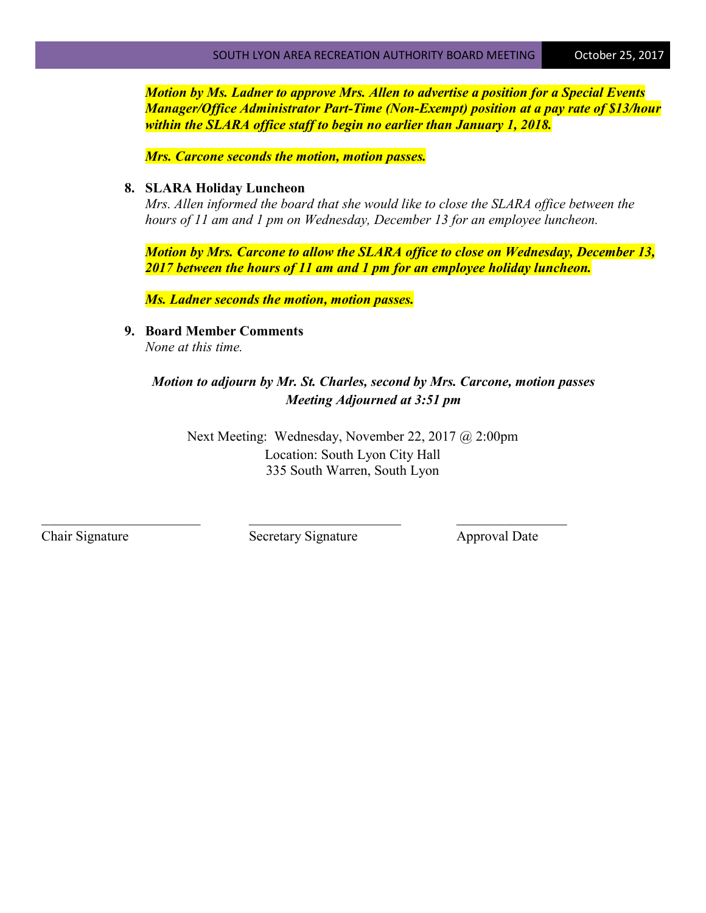***Motion by Ms. Ladner to approve Mrs. Allen to advertise a position for a Special Events Manager/Office Administrator Part-Time (Non-Exempt) position at a pay rate of $13/hour within the SLARA office staff to begin no earlier than January 1, 2018.***

***Mrs. Carcone seconds the motion, motion passes.***

8. **SLARA Holiday Luncheon**
   *Mrs. Allen informed the board that she would like to close the SLARA office between the hours of 11 am and 1 pm on Wednesday, December 13 for an employee luncheon.*

   ***Motion by Mrs. Carcone to allow the SLARA office to close on Wednesday, December 13, 2017 between the hours of 11 am and 1 pm for an employee holiday luncheon.***

   ***Ms. Ladner seconds the motion, motion passes.***

9. **Board Member Comments**
   *None at this time.*

***Motion to adjourn by Mr. St. Charles, second by Mrs. Carcone, motion passes***
***Meeting Adjourned at 3:51 pm***

Next Meeting: Wednesday, November 22, 2017 @ 2:00pm
Location: South Lyon City Hall
335 South Warren, South Lyon

________________________ ________________________ ________________

Chair Signature Secretary Signature Approval Date